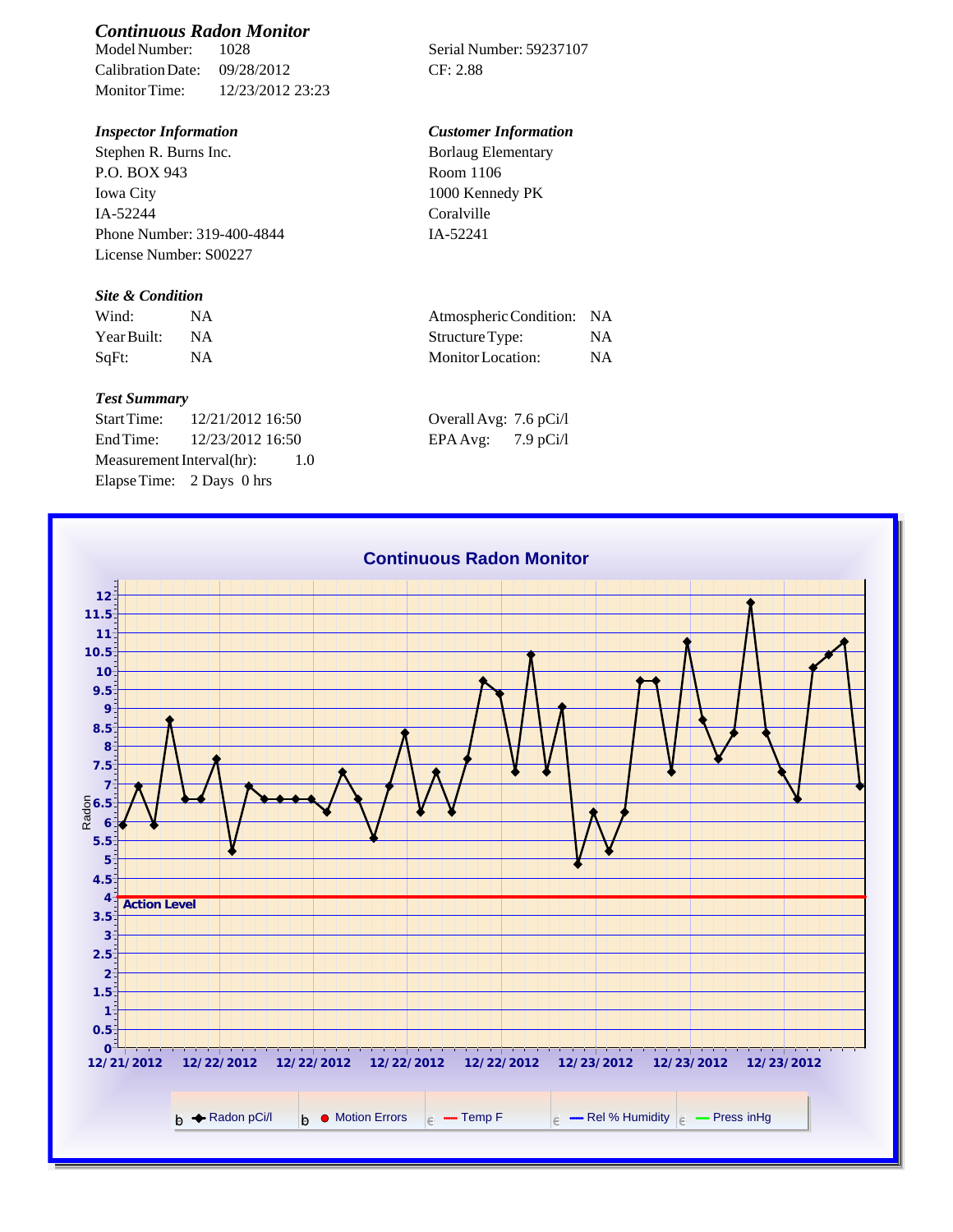## *Continuous Radon Monitor*

Model Number: 1028

Calibration Date: 09/28/2012

Monitor Time: 12/23/2012 23:23

Serial Number: 59237107

CF: 2.88

### *Inspector Information*

Stephen R. Burns Inc.
P.O. BOX 943
Iowa City
IA-52244
Phone Number: 319-400-4844
License Number: S00227

### *Customer Information*

Borlaug Elementary
Room 1106
1000 Kennedy PK
Coralville
IA-52241

### *Site & Condition*

| | | | |
|---|---|---|---|
| Wind: | NA | Atmospheric Condition: | NA |
| Year Built: | NA | Structure Type: | NA |
| SqFt: | NA | Monitor Location: | NA |

### *Test Summary*

Start Time: 12/21/2012 16:50

End Time: 12/23/2012 16:50

Measurement Interval(hr): 1.0

Elapse Time: 2 Days 0 hrs

Overall Avg: 7.6 pCi/l

EPA Avg: 7.9 pCi/l

**Continuous Radon Monitor**

Radon

Action Level

12/21/2012 12/22/2012 12/22/2012 12/22/2012 12/22/2012 12/23/2012 12/23/2012 12/23/2012

Radon pCi/l | Motion Errors | Temp F | Rel % Humidity | Press inHg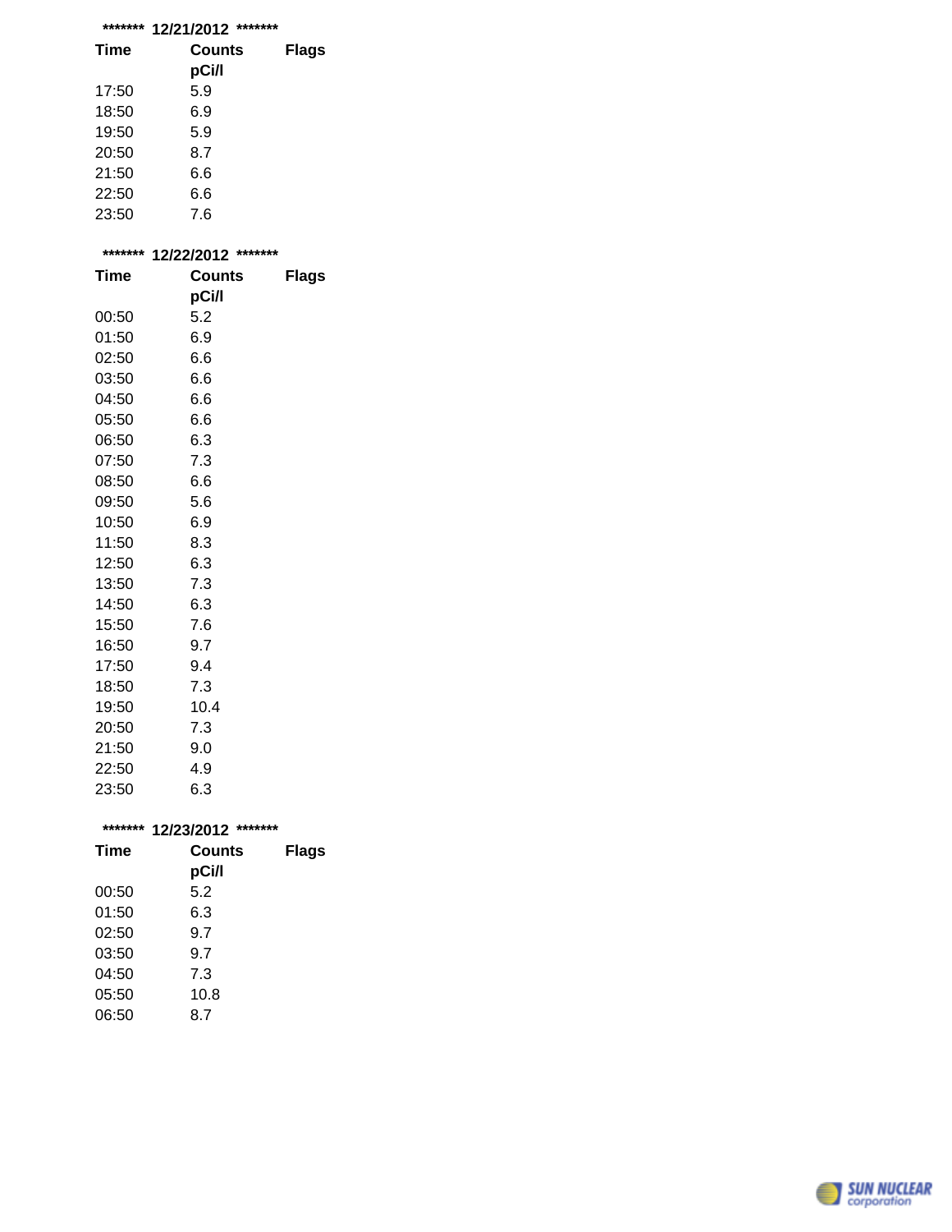**\*\*\*\*\*\*\* 12/21/2012 \*\*\*\*\*\*\***

| Time | Counts pCi/l | Flags |
|---|---|---|
| 17:50 | 5.9 | |
| 18:50 | 6.9 | |
| 19:50 | 5.9 | |
| 20:50 | 8.7 | |
| 21:50 | 6.6 | |
| 22:50 | 6.6 | |
| 23:50 | 7.6 | |

**\*\*\*\*\*\*\* 12/22/2012 \*\*\*\*\*\*\***

| Time | Counts pCi/l | Flags |
|---|---|---|
| 00:50 | 5.2 | |
| 01:50 | 6.9 | |
| 02:50 | 6.6 | |
| 03:50 | 6.6 | |
| 04:50 | 6.6 | |
| 05:50 | 6.6 | |
| 06:50 | 6.3 | |
| 07:50 | 7.3 | |
| 08:50 | 6.6 | |
| 09:50 | 5.6 | |
| 10:50 | 6.9 | |
| 11:50 | 8.3 | |
| 12:50 | 6.3 | |
| 13:50 | 7.3 | |
| 14:50 | 6.3 | |
| 15:50 | 7.6 | |
| 16:50 | 9.7 | |
| 17:50 | 9.4 | |
| 18:50 | 7.3 | |
| 19:50 | 10.4 | |
| 20:50 | 7.3 | |
| 21:50 | 9.0 | |
| 22:50 | 4.9 | |
| 23:50 | 6.3 | |

**\*\*\*\*\*\*\* 12/23/2012 \*\*\*\*\*\*\***

| Time | Counts pCi/l | Flags |
|---|---|---|
| 00:50 | 5.2 | |
| 01:50 | 6.3 | |
| 02:50 | 9.7 | |
| 03:50 | 9.7 | |
| 04:50 | 7.3 | |
| 05:50 | 10.8 | |
| 06:50 | 8.7 | |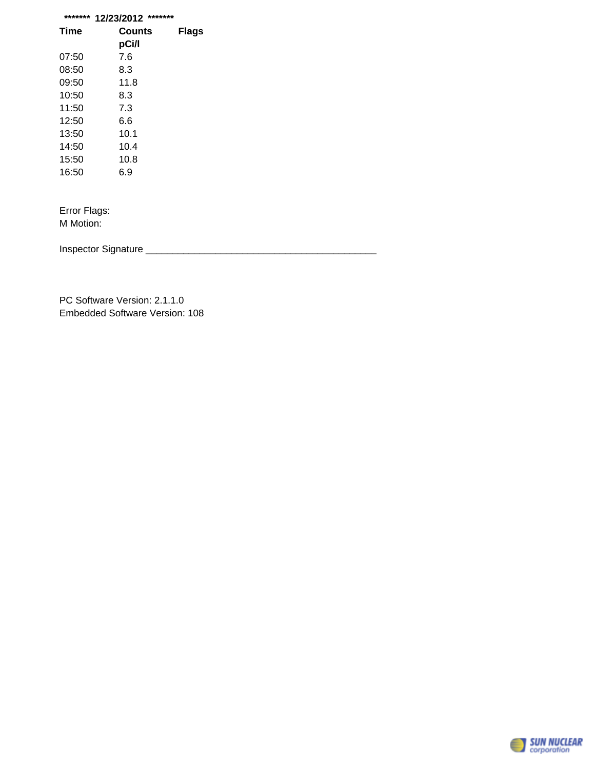**\*\*\*\*\*\*\* 12/23/2012 \*\*\*\*\*\*\***

| Time | Counts pCi/l | Flags |
|---|---|---|
| 07:50 | 7.6 | |
| 08:50 | 8.3 | |
| 09:50 | 11.8 | |
| 10:50 | 8.3 | |
| 11:50 | 7.3 | |
| 12:50 | 6.6 | |
| 13:50 | 10.1 | |
| 14:50 | 10.4 | |
| 15:50 | 10.8 | |
| 16:50 | 6.9 | |

Error Flags:
M Motion:

Inspector Signature ___________________________________________

PC Software Version: 2.1.1.0
Embedded Software Version: 108

SUN NUCLEAR corporation